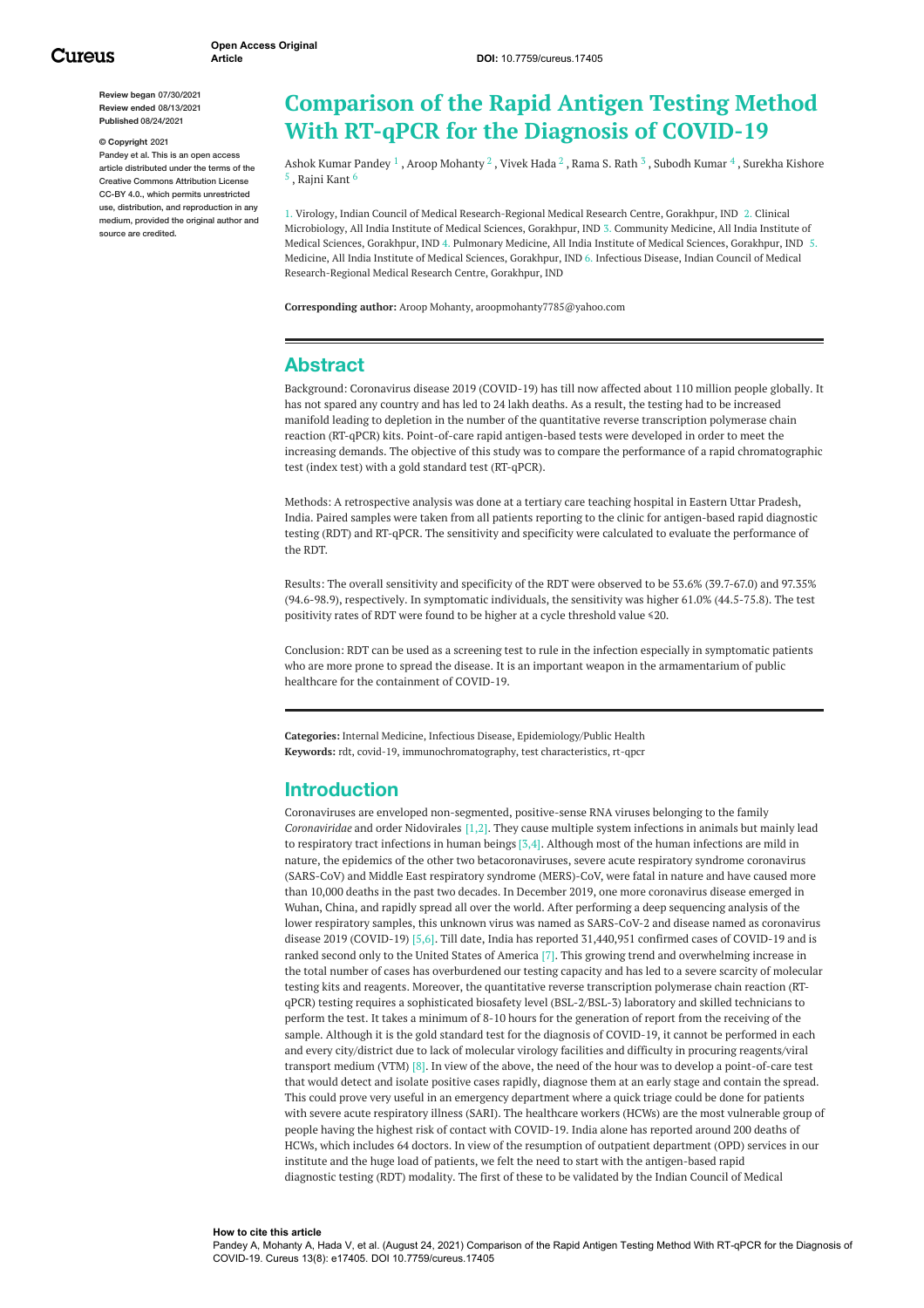Open Access Original Article

DOI: 10.7759/cureus.17405

**Review began** 07/30/2021
**Review ended** 08/13/2021
**Published** 08/24/2021

**© Copyright** 2021
Pandey et al. This is an open access article distributed under the terms of the Creative Commons Attribution License CC-BY 4.0., which permits unrestricted use, distribution, and reproduction in any medium, provided the original author and source are credited.

# Comparison of the Rapid Antigen Testing Method With RT-qPCR for the Diagnosis of COVID-19

Ashok Kumar Pandey [1] , Aroop Mohanty [2] , Vivek Hada [2] , Rama S. Rath [3] , Subodh Kumar [4] , Surekha Kishore [5] , Rajni Kant [6]

1. Virology, Indian Council of Medical Research-Regional Medical Research Centre, Gorakhpur, IND 2. Clinical Microbiology, All India Institute of Medical Sciences, Gorakhpur, IND 3. Community Medicine, All India Institute of Medical Sciences, Gorakhpur, IND 4. Pulmonary Medicine, All India Institute of Medical Sciences, Gorakhpur, IND 5. Medicine, All India Institute of Medical Sciences, Gorakhpur, IND 6. Infectious Disease, Indian Council of Medical Research-Regional Medical Research Centre, Gorakhpur, IND

**Corresponding author:** Aroop Mohanty, aroopmohanty7785@yahoo.com

## Abstract

Background: Coronavirus disease 2019 (COVID-19) has till now affected about 110 million people globally. It has not spared any country and has led to 24 lakh deaths. As a result, the testing had to be increased manifold leading to depletion in the number of the quantitative reverse transcription polymerase chain reaction (RT-qPCR) kits. Point-of-care rapid antigen-based tests were developed in order to meet the increasing demands. The objective of this study was to compare the performance of a rapid chromatographic test (index test) with a gold standard test (RT-qPCR).

Methods: A retrospective analysis was done at a tertiary care teaching hospital in Eastern Uttar Pradesh, India. Paired samples were taken from all patients reporting to the clinic for antigen-based rapid diagnostic testing (RDT) and RT-qPCR. The sensitivity and specificity were calculated to evaluate the performance of the RDT.

Results: The overall sensitivity and specificity of the RDT were observed to be 53.6% (39.7-67.0) and 97.35% (94.6-98.9), respectively. In symptomatic individuals, the sensitivity was higher 61.0% (44.5-75.8). The test positivity rates of RDT were found to be higher at a cycle threshold value ≤20.

Conclusion: RDT can be used as a screening test to rule in the infection especially in symptomatic patients who are more prone to spread the disease. It is an important weapon in the armamentarium of public healthcare for the containment of COVID-19.

**Categories:** Internal Medicine, Infectious Disease, Epidemiology/Public Health
**Keywords:** rdt, covid-19, immunochromatography, test characteristics, rt-qpcr

## Introduction

Coronaviruses are enveloped non-segmented, positive-sense RNA viruses belonging to the family *Coronaviridae* and order Nidovirales [1,2]. They cause multiple system infections in animals but mainly lead to respiratory tract infections in human beings [3,4]. Although most of the human infections are mild in nature, the epidemics of the other two betacoronaviruses, severe acute respiratory syndrome coronavirus (SARS-CoV) and Middle East respiratory syndrome (MERS)-CoV, were fatal in nature and have caused more than 10,000 deaths in the past two decades. In December 2019, one more coronavirus disease emerged in Wuhan, China, and rapidly spread all over the world. After performing a deep sequencing analysis of the lower respiratory samples, this unknown virus was named as SARS-CoV-2 and disease named as coronavirus disease 2019 (COVID-19) [5,6]. Till date, India has reported 31,440,951 confirmed cases of COVID-19 and is ranked second only to the United States of America [7]. This growing trend and overwhelming increase in the total number of cases has overburdened our testing capacity and has led to a severe scarcity of molecular testing kits and reagents. Moreover, the quantitative reverse transcription polymerase chain reaction (RT-qPCR) testing requires a sophisticated biosafety level (BSL-2/BSL-3) laboratory and skilled technicians to perform the test. It takes a minimum of 8-10 hours for the generation of report from the receiving of the sample. Although it is the gold standard test for the diagnosis of COVID-19, it cannot be performed in each and every city/district due to lack of molecular virology facilities and difficulty in procuring reagents/viral transport medium (VTM) [8]. In view of the above, the need of the hour was to develop a point-of-care test that would detect and isolate positive cases rapidly, diagnose them at an early stage and contain the spread. This could prove very useful in an emergency department where a quick triage could be done for patients with severe acute respiratory illness (SARI). The healthcare workers (HCWs) are the most vulnerable group of people having the highest risk of contact with COVID-19. India alone has reported around 200 deaths of HCWs, which includes 64 doctors. In view of the resumption of outpatient department (OPD) services in our institute and the huge load of patients, we felt the need to start with the antigen-based rapid diagnostic testing (RDT) modality. The first of these to be validated by the Indian Council of Medical

**How to cite this article**
Pandey A, Mohanty A, Hada V, et al. (August 24, 2021) Comparison of the Rapid Antigen Testing Method With RT-qPCR for the Diagnosis of COVID-19. Cureus 13(8): e17405. DOI 10.7759/cureus.17405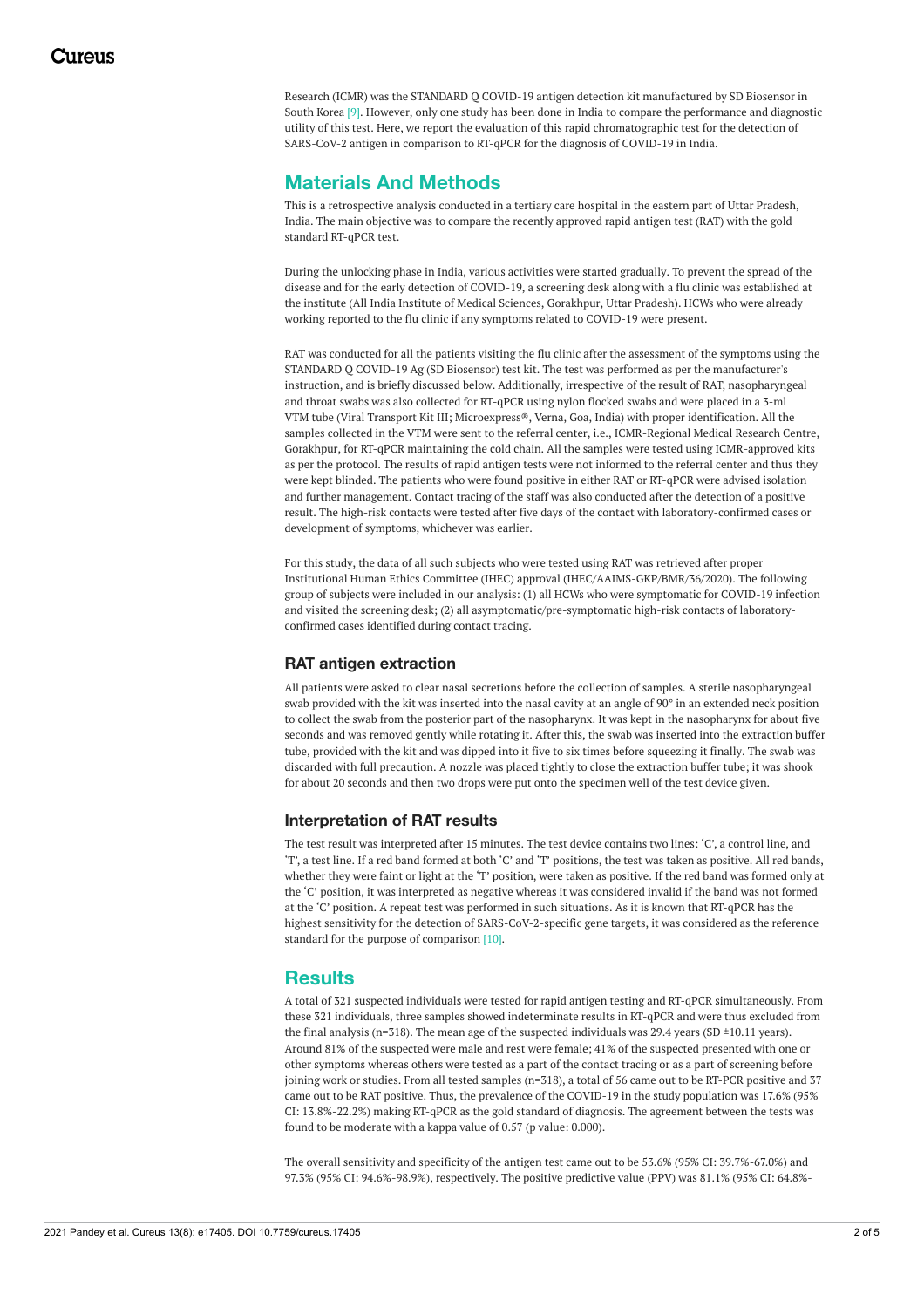Research (ICMR) was the STANDARD Q COVID-19 antigen detection kit manufactured by SD Biosensor in South Korea [9]. However, only one study has been done in India to compare the performance and diagnostic utility of this test. Here, we report the evaluation of this rapid chromatographic test for the detection of SARS-CoV-2 antigen in comparison to RT-qPCR for the diagnosis of COVID-19 in India.

## Materials And Methods

This is a retrospective analysis conducted in a tertiary care hospital in the eastern part of Uttar Pradesh, India. The main objective was to compare the recently approved rapid antigen test (RAT) with the gold standard RT-qPCR test.

During the unlocking phase in India, various activities were started gradually. To prevent the spread of the disease and for the early detection of COVID-19, a screening desk along with a flu clinic was established at the institute (All India Institute of Medical Sciences, Gorakhpur, Uttar Pradesh). HCWs who were already working reported to the flu clinic if any symptoms related to COVID-19 were present.

RAT was conducted for all the patients visiting the flu clinic after the assessment of the symptoms using the STANDARD Q COVID-19 Ag (SD Biosensor) test kit. The test was performed as per the manufacturer's instruction, and is briefly discussed below. Additionally, irrespective of the result of RAT, nasopharyngeal and throat swabs was also collected for RT-qPCR using nylon flocked swabs and were placed in a 3-ml VTM tube (Viral Transport Kit III; Microexpress®, Verna, Goa, India) with proper identification. All the samples collected in the VTM were sent to the referral center, i.e., ICMR-Regional Medical Research Centre, Gorakhpur, for RT-qPCR maintaining the cold chain. All the samples were tested using ICMR-approved kits as per the protocol. The results of rapid antigen tests were not informed to the referral center and thus they were kept blinded. The patients who were found positive in either RAT or RT-qPCR were advised isolation and further management. Contact tracing of the staff was also conducted after the detection of a positive result. The high-risk contacts were tested after five days of the contact with laboratory-confirmed cases or development of symptoms, whichever was earlier.

For this study, the data of all such subjects who were tested using RAT was retrieved after proper Institutional Human Ethics Committee (IHEC) approval (IHEC/AAIMS-GKP/BMR/36/2020). The following group of subjects were included in our analysis: (1) all HCWs who were symptomatic for COVID-19 infection and visited the screening desk; (2) all asymptomatic/pre-symptomatic high-risk contacts of laboratory-confirmed cases identified during contact tracing.

### RAT antigen extraction

All patients were asked to clear nasal secretions before the collection of samples. A sterile nasopharyngeal swab provided with the kit was inserted into the nasal cavity at an angle of 90° in an extended neck position to collect the swab from the posterior part of the nasopharynx. It was kept in the nasopharynx for about five seconds and was removed gently while rotating it. After this, the swab was inserted into the extraction buffer tube, provided with the kit and was dipped into it five to six times before squeezing it finally. The swab was discarded with full precaution. A nozzle was placed tightly to close the extraction buffer tube; it was shook for about 20 seconds and then two drops were put onto the specimen well of the test device given.

### Interpretation of RAT results

The test result was interpreted after 15 minutes. The test device contains two lines: 'C', a control line, and 'T', a test line. If a red band formed at both 'C' and 'T' positions, the test was taken as positive. All red bands, whether they were faint or light at the 'T' position, were taken as positive. If the red band was formed only at the 'C' position, it was interpreted as negative whereas it was considered invalid if the band was not formed at the 'C' position. A repeat test was performed in such situations. As it is known that RT-qPCR has the highest sensitivity for the detection of SARS-CoV-2-specific gene targets, it was considered as the reference standard for the purpose of comparison [10].

## Results

A total of 321 suspected individuals were tested for rapid antigen testing and RT-qPCR simultaneously. From these 321 individuals, three samples showed indeterminate results in RT-qPCR and were thus excluded from the final analysis (n=318). The mean age of the suspected individuals was 29.4 years (SD ±10.11 years). Around 81% of the suspected were male and rest were female; 41% of the suspected presented with one or other symptoms whereas others were tested as a part of the contact tracing or as a part of screening before joining work or studies. From all tested samples (n=318), a total of 56 came out to be RT-PCR positive and 37 came out to be RAT positive. Thus, the prevalence of the COVID-19 in the study population was 17.6% (95% CI: 13.8%-22.2%) making RT-qPCR as the gold standard of diagnosis. The agreement between the tests was found to be moderate with a kappa value of 0.57 (p value: 0.000).

The overall sensitivity and specificity of the antigen test came out to be 53.6% (95% CI: 39.7%-67.0%) and 97.3% (95% CI: 94.6%-98.9%), respectively. The positive predictive value (PPV) was 81.1% (95% CI: 64.8%-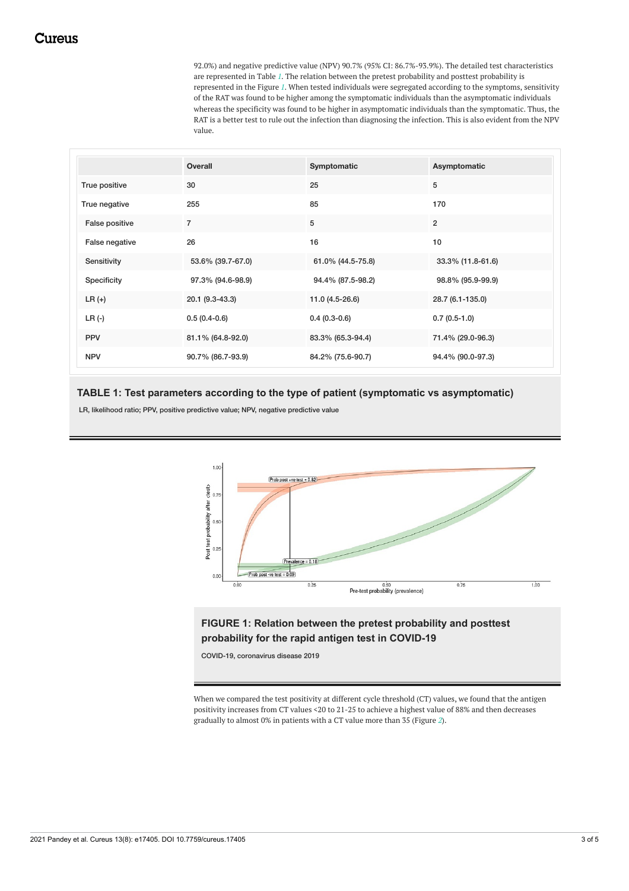92.0%) and negative predictive value (NPV) 90.7% (95% CI: 86.7%-93.9%). The detailed test characteristics are represented in Table 1. The relation between the pretest probability and posttest probability is represented in the Figure 1. When tested individuals were segregated according to the symptoms, sensitivity of the RAT was found to be higher among the symptomatic individuals than the asymptomatic individuals whereas the specificity was found to be higher in asymptomatic individuals than the symptomatic. Thus, the RAT is a better test to rule out the infection than diagnosing the infection. This is also evident from the NPV value.

| | Overall | Symptomatic | Asymptomatic |
|---|---|---|---|
| True positive | 30 | 25 | 5 |
| True negative | 255 | 85 | 170 |
| False positive | 7 | 5 | 2 |
| False negative | 26 | 16 | 10 |
| Sensitivity | 53.6% (39.7-67.0) | 61.0% (44.5-75.8) | 33.3% (11.8-61.6) |
| Specificity | 97.3% (94.6-98.9) | 94.4% (87.5-98.2) | 98.8% (95.9-99.9) |
| LR (+) | 20.1 (9.3-43.3) | 11.0 (4.5-26.6) | 28.7 (6.1-135.0) |
| LR (-) | 0.5 (0.4-0.6) | 0.4 (0.3-0.6) | 0.7 (0.5-1.0) |
| PPV | 81.1% (64.8-92.0) | 83.3% (65.3-94.4) | 71.4% (29.0-96.3) |
| NPV | 90.7% (86.7-93.9) | 84.2% (75.6-90.7) | 94.4% (90.0-97.3) |

**TABLE 1: Test parameters according to the type of patient (symptomatic vs asymptomatic)**

LR, likelihood ratio; PPV, positive predictive value; NPV, negative predictive value

**FIGURE 1: Relation between the pretest probability and posttest probability for the rapid antigen test in COVID-19**

COVID-19, coronavirus disease 2019

When we compared the test positivity at different cycle threshold (CT) values, we found that the antigen positivity increases from CT values <20 to 21-25 to achieve a highest value of 88% and then decreases gradually to almost 0% in patients with a CT value more than 35 (Figure 2).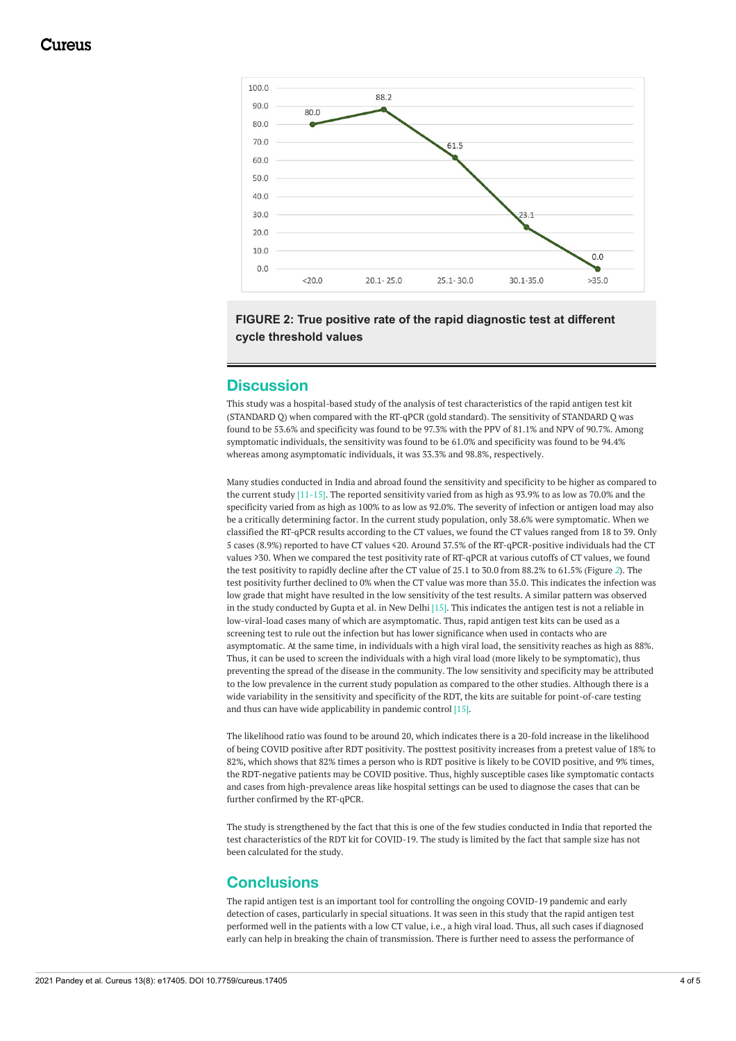FIGURE 2: True positive rate of the rapid diagnostic test at different cycle threshold values

## Discussion

This study was a hospital-based study of the analysis of test characteristics of the rapid antigen test kit (STANDARD Q) when compared with the RT-qPCR (gold standard). The sensitivity of STANDARD Q was found to be 53.6% and specificity was found to be 97.3% with the PPV of 81.1% and NPV of 90.7%. Among symptomatic individuals, the sensitivity was found to be 61.0% and specificity was found to be 94.4% whereas among asymptomatic individuals, it was 33.3% and 98.8%, respectively.

Many studies conducted in India and abroad found the sensitivity and specificity to be higher as compared to the current study [11-15]. The reported sensitivity varied from as high as 93.9% to as low as 70.0% and the specificity varied from as high as 100% to as low as 92.0%. The severity of infection or antigen load may also be a critically determining factor. In the current study population, only 38.6% were symptomatic. When we classified the RT-qPCR results according to the CT values, we found the CT values ranged from 18 to 39. Only 5 cases (8.9%) reported to have CT values ≤20. Around 37.5% of the RT-qPCR-positive individuals had the CT values ≥30. When we compared the test positivity rate of RT-qPCR at various cutoffs of CT values, we found the test positivity to rapidly decline after the CT value of 25.1 to 30.0 from 88.2% to 61.5% (Figure 2). The test positivity further declined to 0% when the CT value was more than 35.0. This indicates the infection was low grade that might have resulted in the low sensitivity of the test results. A similar pattern was observed in the study conducted by Gupta et al. in New Delhi [15]. This indicates the antigen test is not a reliable in low-viral-load cases many of which are asymptomatic. Thus, rapid antigen test kits can be used as a screening test to rule out the infection but has lower significance when used in contacts who are asymptomatic. At the same time, in individuals with a high viral load, the sensitivity reaches as high as 88%. Thus, it can be used to screen the individuals with a high viral load (more likely to be symptomatic), thus preventing the spread of the disease in the community. The low sensitivity and specificity may be attributed to the low prevalence in the current study population as compared to the other studies. Although there is a wide variability in the sensitivity and specificity of the RDT, the kits are suitable for point-of-care testing and thus can have wide applicability in pandemic control [15].

The likelihood ratio was found to be around 20, which indicates there is a 20-fold increase in the likelihood of being COVID positive after RDT positivity. The posttest positivity increases from a pretest value of 18% to 82%, which shows that 82% times a person who is RDT positive is likely to be COVID positive, and 9% times, the RDT-negative patients may be COVID positive. Thus, highly susceptible cases like symptomatic contacts and cases from high-prevalence areas like hospital settings can be used to diagnose the cases that can be further confirmed by the RT-qPCR.

The study is strengthened by the fact that this is one of the few studies conducted in India that reported the test characteristics of the RDT kit for COVID-19. The study is limited by the fact that sample size has not been calculated for the study.

## Conclusions

The rapid antigen test is an important tool for controlling the ongoing COVID-19 pandemic and early detection of cases, particularly in special situations. It was seen in this study that the rapid antigen test performed well in the patients with a low CT value, i.e., a high viral load. Thus, all such cases if diagnosed early can help in breaking the chain of transmission. There is further need to assess the performance of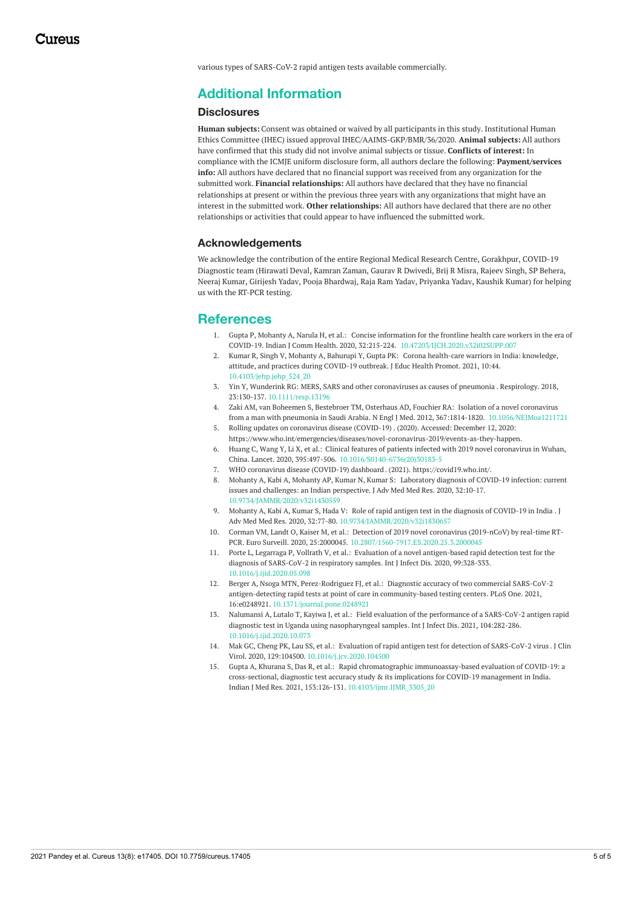various types of SARS-CoV-2 rapid antigen tests available commercially.

# Additional Information

## Disclosures

**Human subjects:** Consent was obtained or waived by all participants in this study. Institutional Human Ethics Committee (IHEC) issued approval IHEC/AAIMS-GKP/BMR/36/2020. **Animal subjects:** All authors have confirmed that this study did not involve animal subjects or tissue. **Conflicts of interest:** In compliance with the ICMJE uniform disclosure form, all authors declare the following: **Payment/services info:** All authors have declared that no financial support was received from any organization for the submitted work. **Financial relationships:** All authors have declared that they have no financial relationships at present or within the previous three years with any organizations that might have an interest in the submitted work. **Other relationships:** All authors have declared that there are no other relationships or activities that could appear to have influenced the submitted work.

## Acknowledgements

We acknowledge the contribution of the entire Regional Medical Research Centre, Gorakhpur, COVID-19 Diagnostic team (Hirawati Deval, Kamran Zaman, Gaurav R Dwivedi, Brij R Misra, Rajeev Singh, SP Behera, Neeraj Kumar, Girijesh Yadav, Pooja Bhardwaj, Raja Ram Yadav, Priyanka Yadav, Kaushik Kumar) for helping us with the RT-PCR testing.

# References

1. Gupta P, Mohanty A, Narula H, et al.: Concise information for the frontline health care workers in the era of COVID-19. Indian J Comm Health. 2020, 32:215-224. 10.47203/IJCH.2020.v32i02SUPP.007
2. Kumar R, Singh V, Mohanty A, Bahurupi Y, Gupta PK: Corona health-care warriors in India: knowledge, attitude, and practices during COVID-19 outbreak. J Educ Health Promot. 2021, 10:44. 10.4103/jehp.jehp_524_20
3. Yin Y, Wunderink RG: MERS, SARS and other coronaviruses as causes of pneumonia . Respirology. 2018, 23:130-137. 10.1111/resp.13196
4. Zaki AM, van Boheemen S, Bestebroer TM, Osterhaus AD, Fouchier RA: Isolation of a novel coronavirus from a man with pneumonia in Saudi Arabia. N Engl J Med. 2012, 367:1814-1820. 10.1056/NEJMoa1211721
5. Rolling updates on coronavirus disease (COVID-19) . (2020). Accessed: December 12, 2020: https://www.who.int/emergencies/diseases/novel-coronavirus-2019/events-as-they-happen.
6. Huang C, Wang Y, Li X, et al.: Clinical features of patients infected with 2019 novel coronavirus in Wuhan, China. Lancet. 2020, 395:497-506. 10.1016/S0140-6736(20)30183-5
7. WHO coronavirus disease (COVID-19) dashboard . (2021). https://covid19.who.int/.
8. Mohanty A, Kabi A, Mohanty AP, Kumar N, Kumar S: Laboratory diagnosis of COVID-19 infection: current issues and challenges: an Indian perspective. J Adv Med Med Res. 2020, 32:10-17. 10.9734/JAMMR/2020/v32i1430559
9. Mohanty A, Kabi A, Kumar S, Hada V: Role of rapid antigen test in the diagnosis of COVID-19 in India . J Adv Med Med Res. 2020, 32:77-80. 10.9734/JAMMR/2020/v32i1830657
10. Corman VM, Landt O, Kaiser M, et al.: Detection of 2019 novel coronavirus (2019-nCoV) by real-time RT-PCR. Euro Surveill. 2020, 25:2000045. 10.2807/1560-7917.ES.2020.25.3.2000045
11. Porte L, Legarraga P, Vollrath V, et al.: Evaluation of a novel antigen-based rapid detection test for the diagnosis of SARS-CoV-2 in respiratory samples. Int J Infect Dis. 2020, 99:328-333. 10.1016/j.ijid.2020.05.098
12. Berger A, Nsoga MTN, Perez-Rodriguez FJ, et al.: Diagnostic accuracy of two commercial SARS-CoV-2 antigen-detecting rapid tests at point of care in community-based testing centers. PLoS One. 2021, 16:e0248921. 10.1371/journal.pone.0248921
13. Nalumansi A, Lutalo T, Kayiwa J, et al.: Field evaluation of the performance of a SARS-CoV-2 antigen rapid diagnostic test in Uganda using nasopharyngeal samples. Int J Infect Dis. 2021, 104:282-286. 10.1016/j.ijid.2020.10.073
14. Mak GC, Cheng PK, Lau SS, et al.: Evaluation of rapid antigen test for detection of SARS-CoV-2 virus . J Clin Virol. 2020, 129:104500. 10.1016/j.jcv.2020.104500
15. Gupta A, Khurana S, Das R, et al.: Rapid chromatographic immunoassay-based evaluation of COVID-19: a cross-sectional, diagnostic test accuracy study & its implications for COVID-19 management in India. Indian J Med Res. 2021, 153:126-131. 10.4103/ijmr.IJMR_3305_20